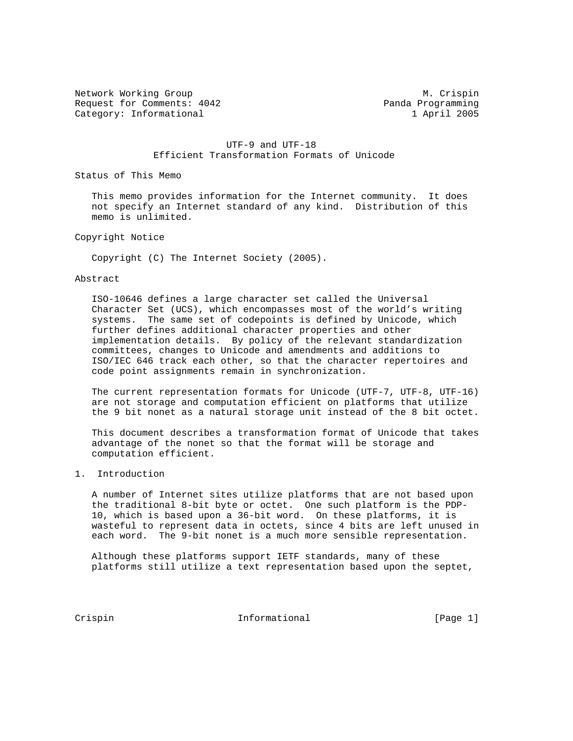Network Working Group M. Crispin
Request for Comments: 4042 Panda Programming
Category: Informational 1 April 2005

# UTF-9 and UTF-18 Efficient Transformation Formats of Unicode

## Status of This Memo

This memo provides information for the Internet community. It does not specify an Internet standard of any kind. Distribution of this memo is unlimited.

## Copyright Notice

Copyright (C) The Internet Society (2005).

## Abstract

ISO-10646 defines a large character set called the Universal Character Set (UCS), which encompasses most of the world's writing systems. The same set of codepoints is defined by Unicode, which further defines additional character properties and other implementation details. By policy of the relevant standardization committees, changes to Unicode and amendments and additions to ISO/IEC 646 track each other, so that the character repertoires and code point assignments remain in synchronization.

The current representation formats for Unicode (UTF-7, UTF-8, UTF-16) are not storage and computation efficient on platforms that utilize the 9 bit nonet as a natural storage unit instead of the 8 bit octet.

This document describes a transformation format of Unicode that takes advantage of the nonet so that the format will be storage and computation efficient.

## 1. Introduction

A number of Internet sites utilize platforms that are not based upon the traditional 8-bit byte or octet. One such platform is the PDP-10, which is based upon a 36-bit word. On these platforms, it is wasteful to represent data in octets, since 4 bits are left unused in each word. The 9-bit nonet is a much more sensible representation.

Although these platforms support IETF standards, many of these platforms still utilize a text representation based upon the septet,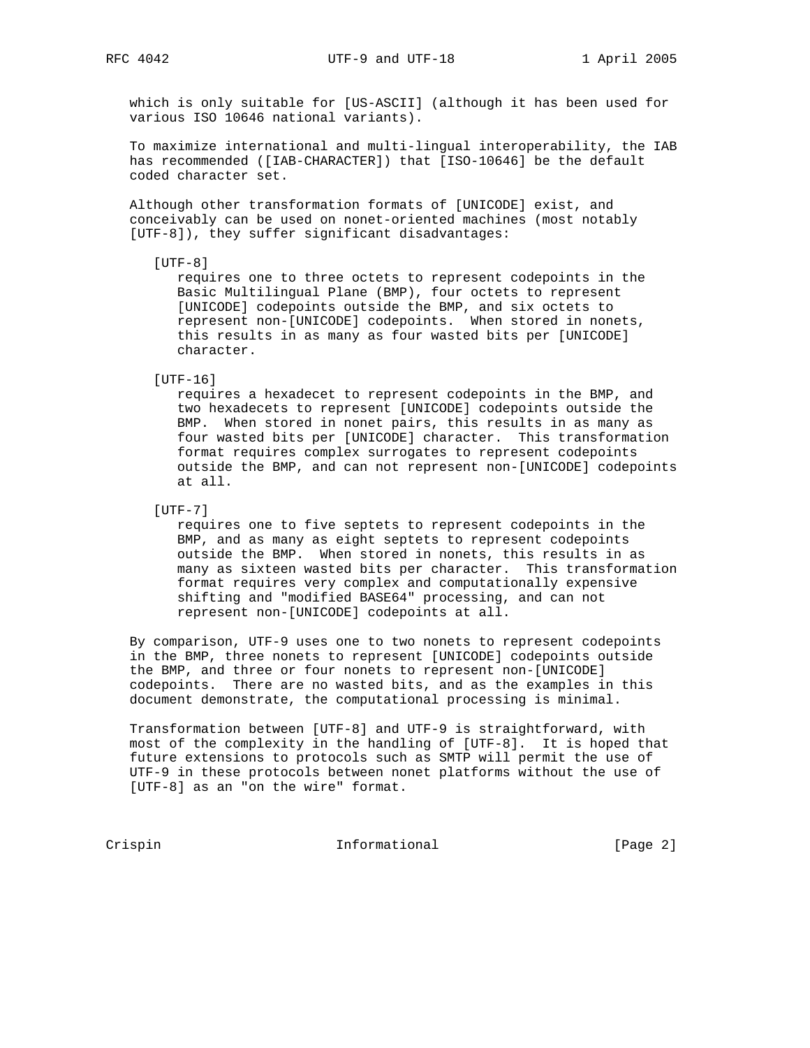which is only suitable for [US-ASCII] (although it has been used for various ISO 10646 national variants).

To maximize international and multi-lingual interoperability, the IAB has recommended ([IAB-CHARACTER]) that [ISO-10646] be the default coded character set.

Although other transformation formats of [UNICODE] exist, and conceivably can be used on nonet-oriented machines (most notably [UTF-8]), they suffer significant disadvantages:

[UTF-8]
: requires one to three octets to represent codepoints in the Basic Multilingual Plane (BMP), four octets to represent [UNICODE] codepoints outside the BMP, and six octets to represent non-[UNICODE] codepoints. When stored in nonets, this results in as many as four wasted bits per [UNICODE] character.

[UTF-16]
: requires a hexadecet to represent codepoints in the BMP, and two hexadecets to represent [UNICODE] codepoints outside the BMP. When stored in nonet pairs, this results in as many as four wasted bits per [UNICODE] character. This transformation format requires complex surrogates to represent codepoints outside the BMP, and can not represent non-[UNICODE] codepoints at all.

[UTF-7]
: requires one to five septets to represent codepoints in the BMP, and as many as eight septets to represent codepoints outside the BMP. When stored in nonets, this results in as many as sixteen wasted bits per character. This transformation format requires very complex and computationally expensive shifting and "modified BASE64" processing, and can not represent non-[UNICODE] codepoints at all.

By comparison, UTF-9 uses one to two nonets to represent codepoints in the BMP, three nonets to represent [UNICODE] codepoints outside the BMP, and three or four nonets to represent non-[UNICODE] codepoints. There are no wasted bits, and as the examples in this document demonstrate, the computational processing is minimal.

Transformation between [UTF-8] and UTF-9 is straightforward, with most of the complexity in the handling of [UTF-8]. It is hoped that future extensions to protocols such as SMTP will permit the use of UTF-9 in these protocols between nonet platforms without the use of [UTF-8] as an "on the wire" format.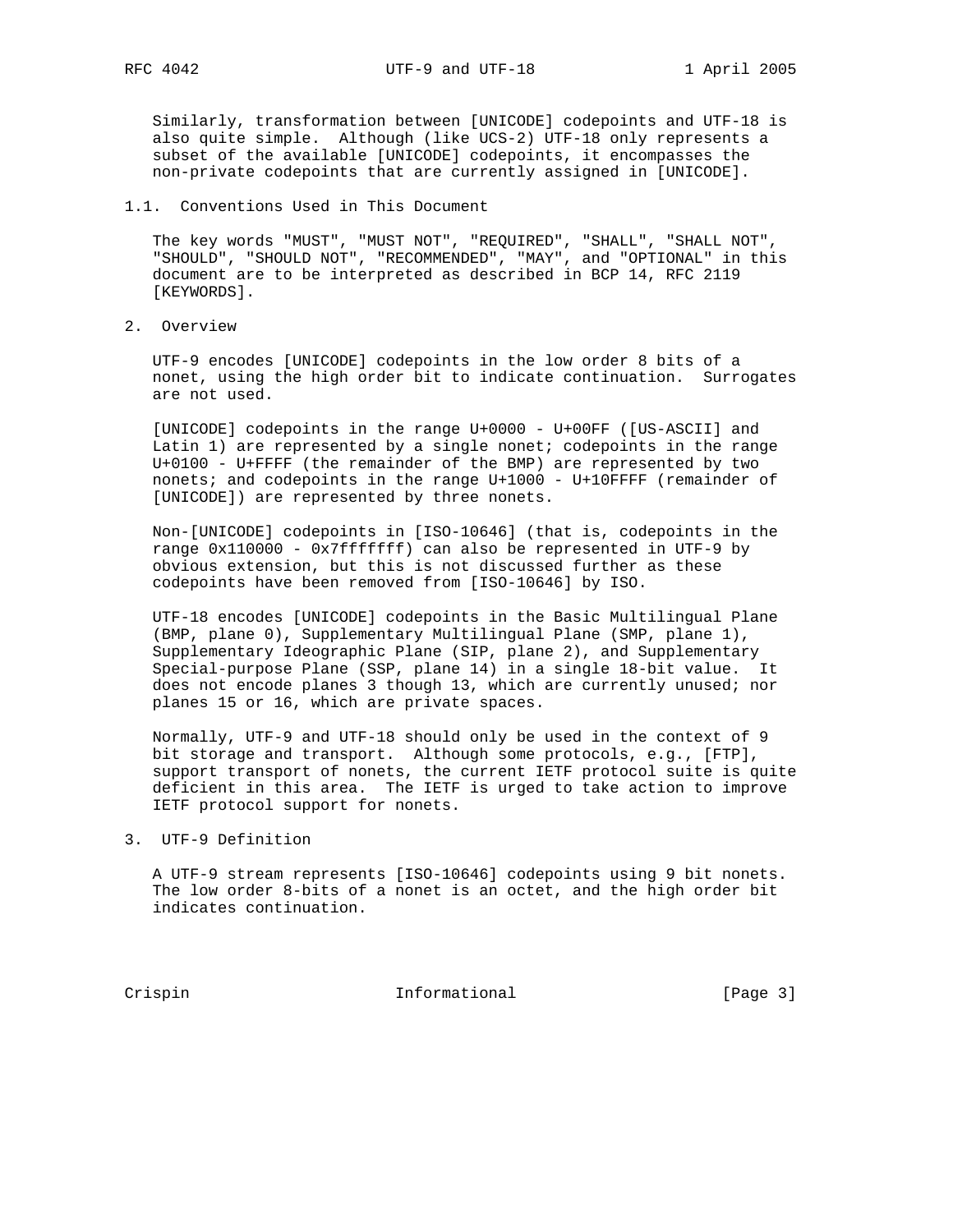Similarly, transformation between [UNICODE] codepoints and UTF-18 is also quite simple. Although (like UCS-2) UTF-18 only represents a subset of the available [UNICODE] codepoints, it encompasses the non-private codepoints that are currently assigned in [UNICODE].

### 1.1. Conventions Used in This Document

The key words "MUST", "MUST NOT", "REQUIRED", "SHALL", "SHALL NOT", "SHOULD", "SHOULD NOT", "RECOMMENDED", "MAY", and "OPTIONAL" in this document are to be interpreted as described in BCP 14, RFC 2119 [KEYWORDS].

## 2. Overview

UTF-9 encodes [UNICODE] codepoints in the low order 8 bits of a nonet, using the high order bit to indicate continuation. Surrogates are not used.

[UNICODE] codepoints in the range U+0000 - U+00FF ([US-ASCII] and Latin 1) are represented by a single nonet; codepoints in the range U+0100 - U+FFFF (the remainder of the BMP) are represented by two nonets; and codepoints in the range U+1000 - U+10FFFF (remainder of [UNICODE]) are represented by three nonets.

Non-[UNICODE] codepoints in [ISO-10646] (that is, codepoints in the range 0x110000 - 0x7fffffff) can also be represented in UTF-9 by obvious extension, but this is not discussed further as these codepoints have been removed from [ISO-10646] by ISO.

UTF-18 encodes [UNICODE] codepoints in the Basic Multilingual Plane (BMP, plane 0), Supplementary Multilingual Plane (SMP, plane 1), Supplementary Ideographic Plane (SIP, plane 2), and Supplementary Special-purpose Plane (SSP, plane 14) in a single 18-bit value. It does not encode planes 3 though 13, which are currently unused; nor planes 15 or 16, which are private spaces.

Normally, UTF-9 and UTF-18 should only be used in the context of 9 bit storage and transport. Although some protocols, e.g., [FTP], support transport of nonets, the current IETF protocol suite is quite deficient in this area. The IETF is urged to take action to improve IETF protocol support for nonets.

## 3. UTF-9 Definition

A UTF-9 stream represents [ISO-10646] codepoints using 9 bit nonets. The low order 8-bits of a nonet is an octet, and the high order bit indicates continuation.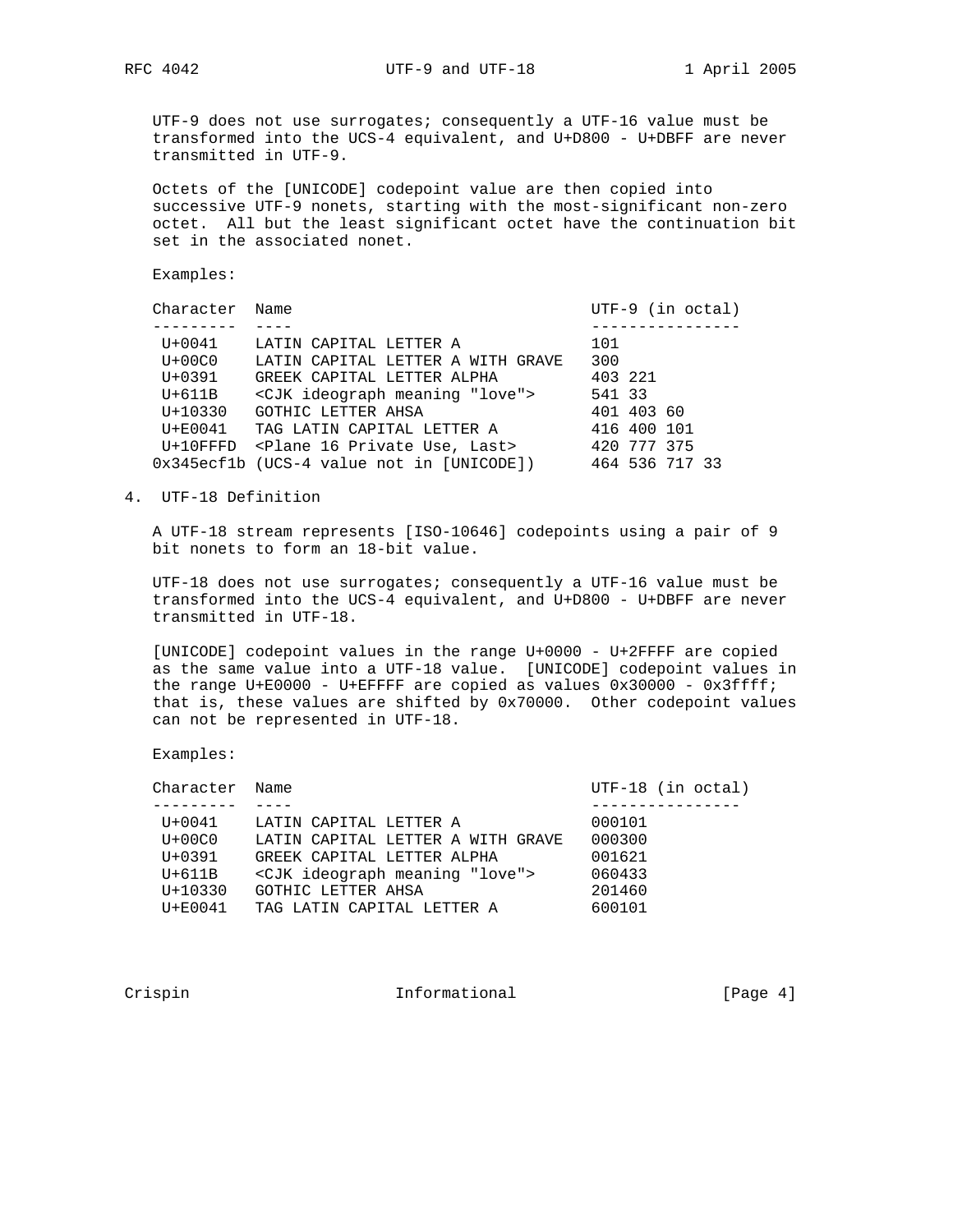UTF-9 does not use surrogates; consequently a UTF-16 value must be transformed into the UCS-4 equivalent, and U+D800 - U+DBFF are never transmitted in UTF-9.

Octets of the [UNICODE] codepoint value are then copied into successive UTF-9 nonets, starting with the most-significant non-zero octet. All but the least significant octet have the continuation bit set in the associated nonet.

Examples:

| Character | Name | UTF-9 (in octal) |
|---|---|---|
| U+0041 | LATIN CAPITAL LETTER A | 101 |
| U+00C0 | LATIN CAPITAL LETTER A WITH GRAVE | 300 |
| U+0391 | GREEK CAPITAL LETTER ALPHA | 403 221 |
| U+611B | <CJK ideograph meaning "love"> | 541 33 |
| U+10330 | GOTHIC LETTER AHSA | 401 403 60 |
| U+E0041 | TAG LATIN CAPITAL LETTER A | 416 400 101 |
| U+10FFFD | <Plane 16 Private Use, Last> | 420 777 375 |
| 0x345ecf1b | (UCS-4 value not in [UNICODE]) | 464 536 717 33 |

## 4. UTF-18 Definition

A UTF-18 stream represents [ISO-10646] codepoints using a pair of 9 bit nonets to form an 18-bit value.

UTF-18 does not use surrogates; consequently a UTF-16 value must be transformed into the UCS-4 equivalent, and U+D800 - U+DBFF are never transmitted in UTF-18.

[UNICODE] codepoint values in the range U+0000 - U+2FFFF are copied as the same value into a UTF-18 value. [UNICODE] codepoint values in the range U+E0000 - U+EFFFF are copied as values 0x30000 - 0x3ffff; that is, these values are shifted by 0x70000. Other codepoint values can not be represented in UTF-18.

Examples:

| Character | Name | UTF-18 (in octal) |
|---|---|---|
| U+0041 | LATIN CAPITAL LETTER A | 000101 |
| U+00C0 | LATIN CAPITAL LETTER A WITH GRAVE | 000300 |
| U+0391 | GREEK CAPITAL LETTER ALPHA | 001621 |
| U+611B | <CJK ideograph meaning "love"> | 060433 |
| U+10330 | GOTHIC LETTER AHSA | 201460 |
| U+E0041 | TAG LATIN CAPITAL LETTER A | 600101 |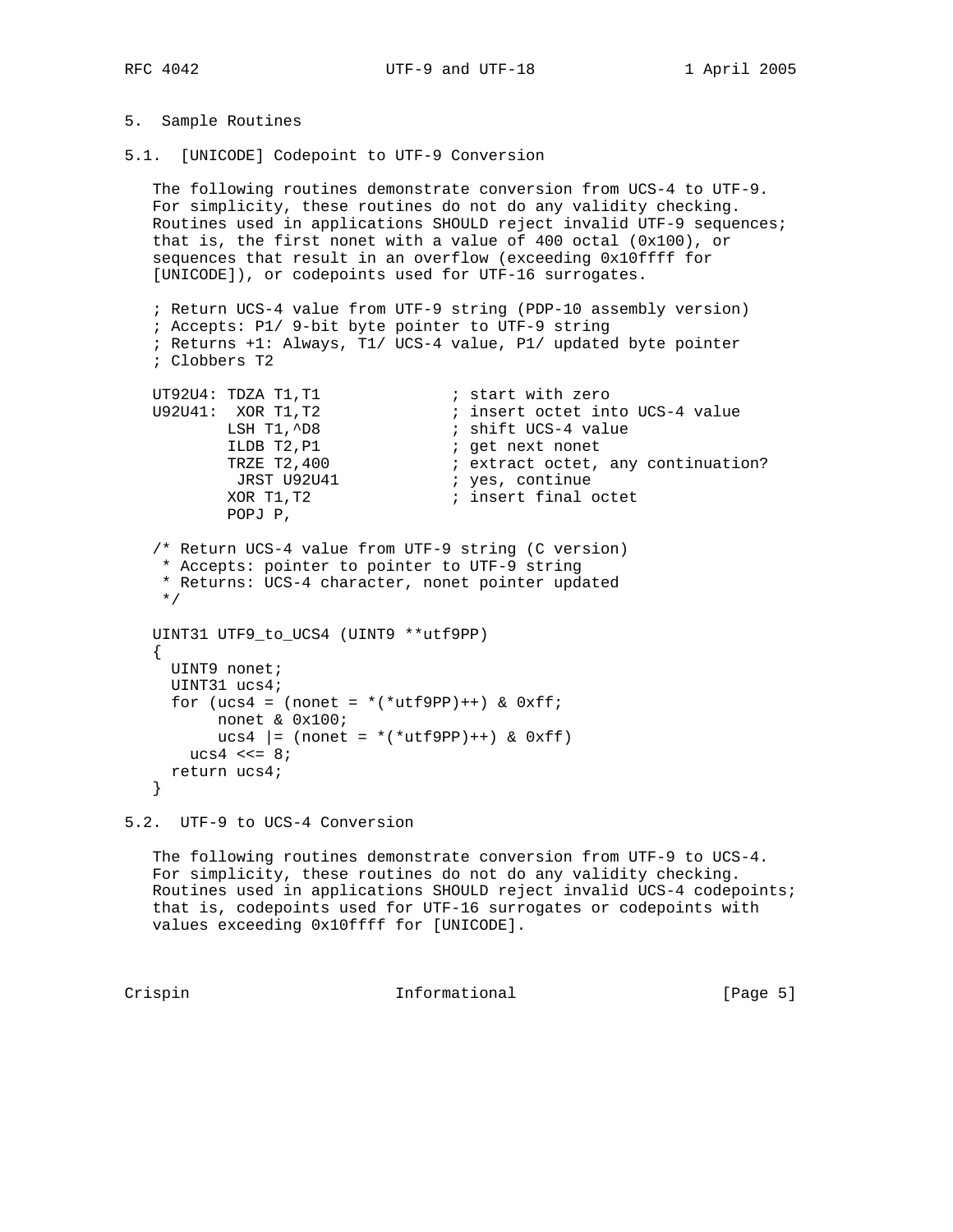## 5. Sample Routines

### 5.1. [UNICODE] Codepoint to UTF-9 Conversion

The following routines demonstrate conversion from UCS-4 to UTF-9. For simplicity, these routines do not do any validity checking. Routines used in applications SHOULD reject invalid UTF-9 sequences; that is, the first nonet with a value of 400 octal (0x100), or sequences that result in an overflow (exceeding 0x10ffff for [UNICODE]), or codepoints used for UTF-16 surrogates.

```
; Return UCS-4 value from UTF-9 string (PDP-10 assembly version)
; Accepts: P1/ 9-bit byte pointer to UTF-9 string
; Returns +1: Always, T1/ UCS-4 value, P1/ updated byte pointer
; Clobbers T2

UT92U4: TDZA T1,T1              ; start with zero
U92U41:  XOR T1,T2              ; insert octet into UCS-4 value
        LSH T1,^D8              ; shift UCS-4 value
        ILDB T2,P1              ; get next nonet
        TRZE T2,400             ; extract octet, any continuation?
         JRST U92U41            ; yes, continue
        XOR T1,T2               ; insert final octet
        POPJ P,
```

```
/* Return UCS-4 value from UTF-9 string (C version)
 * Accepts: pointer to pointer to UTF-9 string
 * Returns: UCS-4 character, nonet pointer updated
 */

UINT31 UTF9_to_UCS4 (UINT9 **utf9PP)
{
  UINT9 nonet;
  UINT31 ucs4;
  for (ucs4 = (nonet = *(*utf9PP)++) & 0xff;
       nonet & 0x100;
       ucs4 |= (nonet = *(*utf9PP)++) & 0xff)
    ucs4 <<= 8;
  return ucs4;
}
```

### 5.2. UTF-9 to UCS-4 Conversion

The following routines demonstrate conversion from UTF-9 to UCS-4. For simplicity, these routines do not do any validity checking. Routines used in applications SHOULD reject invalid UCS-4 codepoints; that is, codepoints used for UTF-16 surrogates or codepoints with values exceeding 0x10ffff for [UNICODE].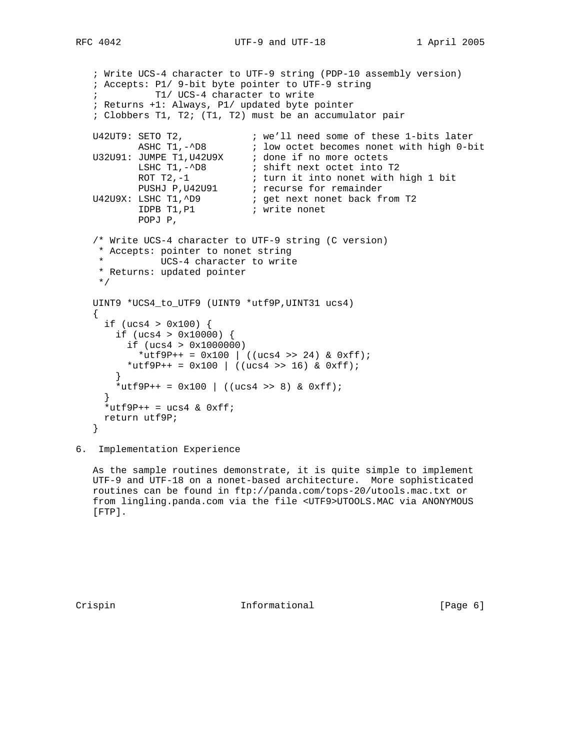```
; Write UCS-4 character to UTF-9 string (PDP-10 assembly version)
; Accepts: P1/ 9-bit byte pointer to UTF-9 string
;          T1/ UCS-4 character to write
; Returns +1: Always, P1/ updated byte pointer
; Clobbers T1, T2; (T1, T2) must be an accumulator pair

U42UT9: SETO T2,             ; we'll need some of these 1-bits later
        ASHC T1,-^D8         ; low octet becomes nonet with high 0-bit
U32U91: JUMPE T1,U42U9X      ; done if no more octets
        LSHC T1,-^D8         ; shift next octet into T2
        ROT T2,-1            ; turn it into nonet with high 1 bit
        PUSHJ P,U42U91       ; recurse for remainder
U42U9X: LSHC T1,^D9          ; get next nonet back from T2
        IDPB T1,P1           ; write nonet
        POPJ P,
```

```
/* Write UCS-4 character to UTF-9 string (C version)
 * Accepts: pointer to nonet string
 *          UCS-4 character to write
 * Returns: updated pointer
 */

UINT9 *UCS4_to_UTF9 (UINT9 *utf9P,UINT31 ucs4)
{
  if (ucs4 > 0x100) {
    if (ucs4 > 0x10000) {
      if (ucs4 > 0x1000000)
        *utf9P++ = 0x100 | ((ucs4 >> 24) & 0xff);
      *utf9P++ = 0x100 | ((ucs4 >> 16) & 0xff);
    }
    *utf9P++ = 0x100 | ((ucs4 >> 8) & 0xff);
  }
  *utf9P++ = ucs4 & 0xff;
  return utf9P;
}
```

## 6. Implementation Experience

As the sample routines demonstrate, it is quite simple to implement UTF-9 and UTF-18 on a nonet-based architecture. More sophisticated routines can be found in ftp://panda.com/tops-20/utools.mac.txt or from lingling.panda.com via the file <UTF9>UTOOLS.MAC via ANONYMOUS [FTP].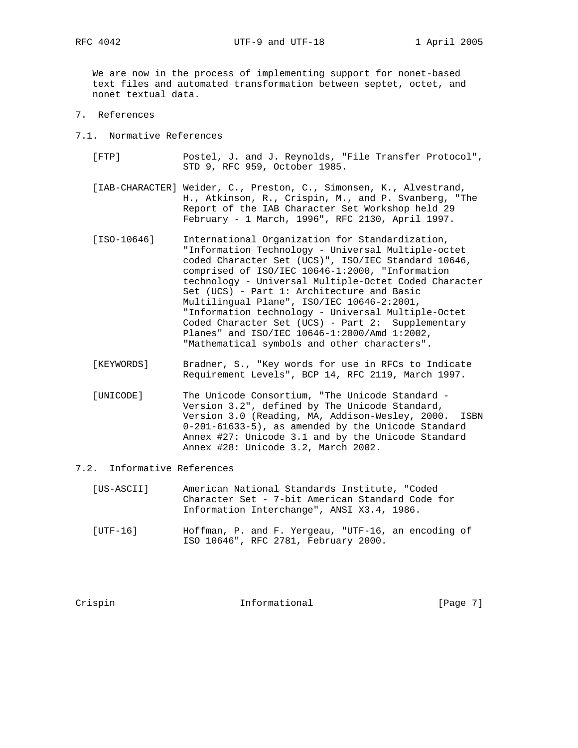We are now in the process of implementing support for nonet-based text files and automated transformation between septet, octet, and nonet textual data.

## 7. References

### 7.1. Normative References

[FTP] Postel, J. and J. Reynolds, "File Transfer Protocol", STD 9, RFC 959, October 1985.

[IAB-CHARACTER] Weider, C., Preston, C., Simonsen, K., Alvestrand, H., Atkinson, R., Crispin, M., and P. Svanberg, "The Report of the IAB Character Set Workshop held 29 February - 1 March, 1996", RFC 2130, April 1997.

[ISO-10646] International Organization for Standardization, "Information Technology - Universal Multiple-octet coded Character Set (UCS)", ISO/IEC Standard 10646, comprised of ISO/IEC 10646-1:2000, "Information technology - Universal Multiple-Octet Coded Character Set (UCS) - Part 1: Architecture and Basic Multilingual Plane", ISO/IEC 10646-2:2001, "Information technology - Universal Multiple-Octet Coded Character Set (UCS) - Part 2: Supplementary Planes" and ISO/IEC 10646-1:2000/Amd 1:2002, "Mathematical symbols and other characters".

[KEYWORDS] Bradner, S., "Key words for use in RFCs to Indicate Requirement Levels", BCP 14, RFC 2119, March 1997.

[UNICODE] The Unicode Consortium, "The Unicode Standard - Version 3.2", defined by The Unicode Standard, Version 3.0 (Reading, MA, Addison-Wesley, 2000. ISBN 0-201-61633-5), as amended by the Unicode Standard Annex #27: Unicode 3.1 and by the Unicode Standard Annex #28: Unicode 3.2, March 2002.

### 7.2. Informative References

[US-ASCII] American National Standards Institute, "Coded Character Set - 7-bit American Standard Code for Information Interchange", ANSI X3.4, 1986.

[UTF-16] Hoffman, P. and F. Yergeau, "UTF-16, an encoding of ISO 10646", RFC 2781, February 2000.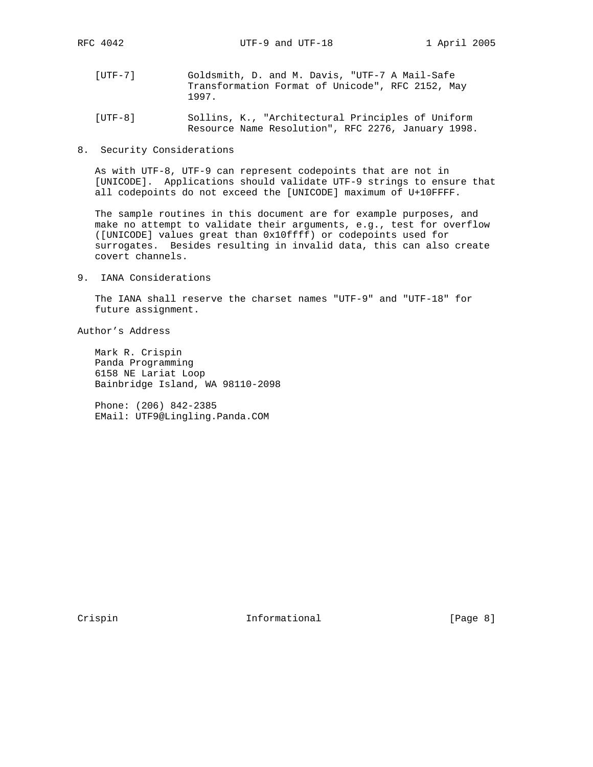[UTF-7] Goldsmith, D. and M. Davis, "UTF-7 A Mail-Safe Transformation Format of Unicode", RFC 2152, May 1997.

[UTF-8] Sollins, K., "Architectural Principles of Uniform Resource Name Resolution", RFC 2276, January 1998.

## 8. Security Considerations

As with UTF-8, UTF-9 can represent codepoints that are not in [UNICODE]. Applications should validate UTF-9 strings to ensure that all codepoints do not exceed the [UNICODE] maximum of U+10FFFF.

The sample routines in this document are for example purposes, and make no attempt to validate their arguments, e.g., test for overflow ([UNICODE] values great than 0x10ffff) or codepoints used for surrogates. Besides resulting in invalid data, this can also create covert channels.

## 9. IANA Considerations

The IANA shall reserve the charset names "UTF-9" and "UTF-18" for future assignment.

## Author's Address

Mark R. Crispin
Panda Programming
6158 NE Lariat Loop
Bainbridge Island, WA 98110-2098

Phone: (206) 842-2385
EMail: UTF9@Lingling.Panda.COM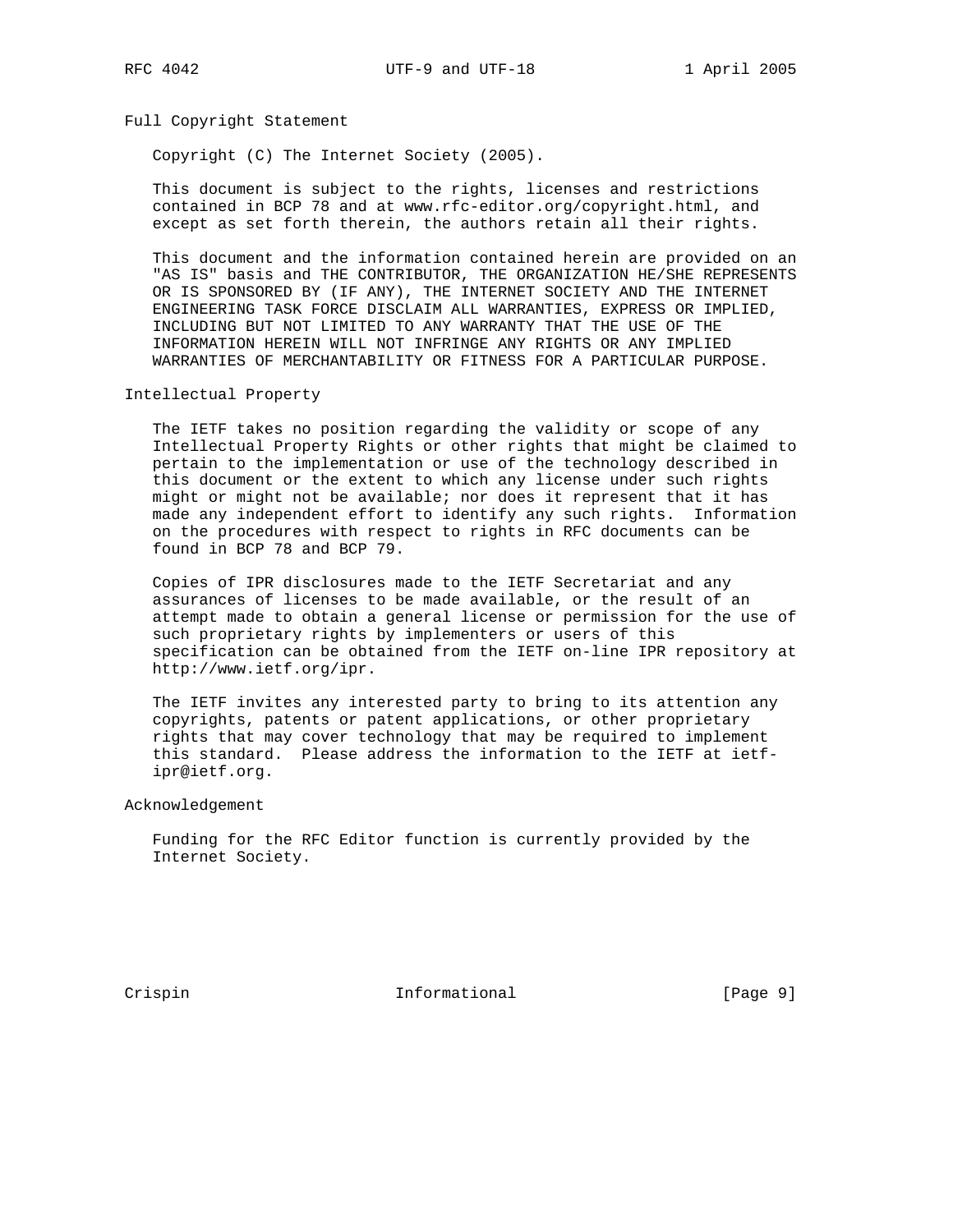## Full Copyright Statement

Copyright (C) The Internet Society (2005).

This document is subject to the rights, licenses and restrictions contained in BCP 78 and at www.rfc-editor.org/copyright.html, and except as set forth therein, the authors retain all their rights.

This document and the information contained herein are provided on an "AS IS" basis and THE CONTRIBUTOR, THE ORGANIZATION HE/SHE REPRESENTS OR IS SPONSORED BY (IF ANY), THE INTERNET SOCIETY AND THE INTERNET ENGINEERING TASK FORCE DISCLAIM ALL WARRANTIES, EXPRESS OR IMPLIED, INCLUDING BUT NOT LIMITED TO ANY WARRANTY THAT THE USE OF THE INFORMATION HEREIN WILL NOT INFRINGE ANY RIGHTS OR ANY IMPLIED WARRANTIES OF MERCHANTABILITY OR FITNESS FOR A PARTICULAR PURPOSE.

## Intellectual Property

The IETF takes no position regarding the validity or scope of any Intellectual Property Rights or other rights that might be claimed to pertain to the implementation or use of the technology described in this document or the extent to which any license under such rights might or might not be available; nor does it represent that it has made any independent effort to identify any such rights. Information on the procedures with respect to rights in RFC documents can be found in BCP 78 and BCP 79.

Copies of IPR disclosures made to the IETF Secretariat and any assurances of licenses to be made available, or the result of an attempt made to obtain a general license or permission for the use of such proprietary rights by implementers or users of this specification can be obtained from the IETF on-line IPR repository at http://www.ietf.org/ipr.

The IETF invites any interested party to bring to its attention any copyrights, patents or patent applications, or other proprietary rights that may cover technology that may be required to implement this standard. Please address the information to the IETF at ietf-ipr@ietf.org.

## Acknowledgement

Funding for the RFC Editor function is currently provided by the Internet Society.